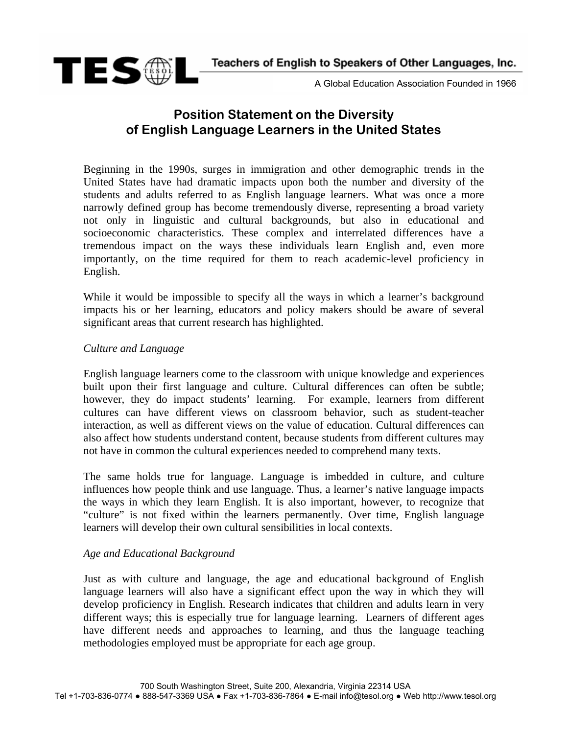TESOL Teachers of English to Speakers of Other Languages, Inc.

A Global Education Association Founded in 1966

# Position Statement on the Diversity of English Language Learners in the United States

Beginning in the 1990s, surges in immigration and other demographic trends in the United States have had dramatic impacts upon both the number and diversity of the students and adults referred to as English language learners. What was once a more narrowly defined group has become tremendously diverse, representing a broad variety not only in linguistic and cultural backgrounds, but also in educational and socioeconomic characteristics. These complex and interrelated differences have a tremendous impact on the ways these individuals learn English and, even more importantly, on the time required for them to reach academic-level proficiency in English.

While it would be impossible to specify all the ways in which a learner's background impacts his or her learning, educators and policy makers should be aware of several significant areas that current research has highlighted.

*Culture and Language*

English language learners come to the classroom with unique knowledge and experiences built upon their first language and culture. Cultural differences can often be subtle; however, they do impact students' learning. For example, learners from different cultures can have different views on classroom behavior, such as student-teacher interaction, as well as different views on the value of education. Cultural differences can also affect how students understand content, because students from different cultures may not have in common the cultural experiences needed to comprehend many texts.

The same holds true for language. Language is imbedded in culture, and culture influences how people think and use language. Thus, a learner's native language impacts the ways in which they learn English. It is also important, however, to recognize that "culture" is not fixed within the learners permanently. Over time, English language learners will develop their own cultural sensibilities in local contexts.

*Age and Educational Background*

Just as with culture and language, the age and educational background of English language learners will also have a significant effect upon the way in which they will develop proficiency in English. Research indicates that children and adults learn in very different ways; this is especially true for language learning. Learners of different ages have different needs and approaches to learning, and thus the language teaching methodologies employed must be appropriate for each age group.

700 South Washington Street, Suite 200, Alexandria, Virginia 22314 USA
Tel +1-703-836-0774 ● 888-547-3369 USA ● Fax +1-703-836-7864 ● E-mail info@tesol.org ● Web http://www.tesol.org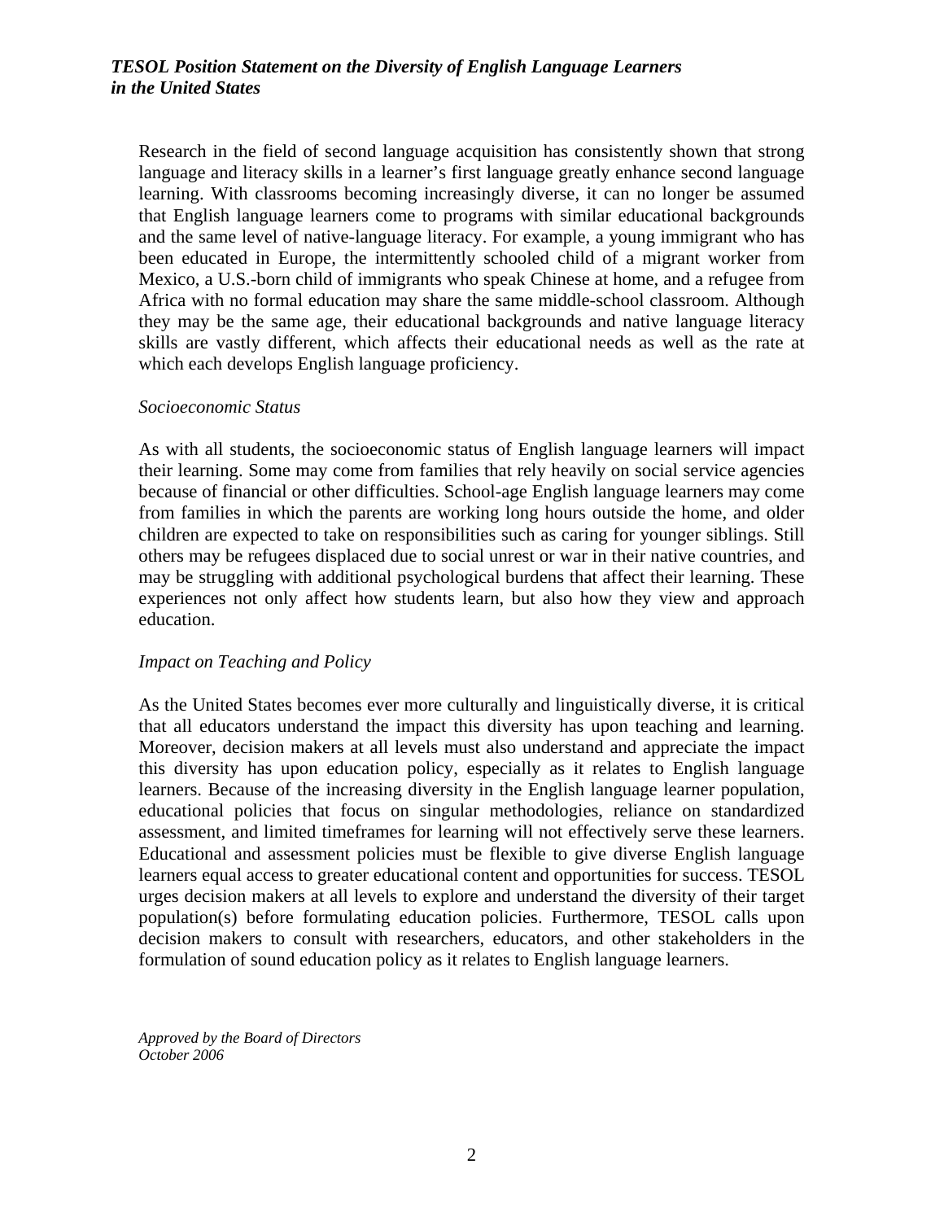Research in the field of second language acquisition has consistently shown that strong language and literacy skills in a learner's first language greatly enhance second language learning. With classrooms becoming increasingly diverse, it can no longer be assumed that English language learners come to programs with similar educational backgrounds and the same level of native-language literacy. For example, a young immigrant who has been educated in Europe, the intermittently schooled child of a migrant worker from Mexico, a U.S.-born child of immigrants who speak Chinese at home, and a refugee from Africa with no formal education may share the same middle-school classroom. Although they may be the same age, their educational backgrounds and native language literacy skills are vastly different, which affects their educational needs as well as the rate at which each develops English language proficiency.

*Socioeconomic Status*

As with all students, the socioeconomic status of English language learners will impact their learning. Some may come from families that rely heavily on social service agencies because of financial or other difficulties. School-age English language learners may come from families in which the parents are working long hours outside the home, and older children are expected to take on responsibilities such as caring for younger siblings. Still others may be refugees displaced due to social unrest or war in their native countries, and may be struggling with additional psychological burdens that affect their learning. These experiences not only affect how students learn, but also how they view and approach education.

*Impact on Teaching and Policy*

As the United States becomes ever more culturally and linguistically diverse, it is critical that all educators understand the impact this diversity has upon teaching and learning. Moreover, decision makers at all levels must also understand and appreciate the impact this diversity has upon education policy, especially as it relates to English language learners. Because of the increasing diversity in the English language learner population, educational policies that focus on singular methodologies, reliance on standardized assessment, and limited timeframes for learning will not effectively serve these learners. Educational and assessment policies must be flexible to give diverse English language learners equal access to greater educational content and opportunities for success. TESOL urges decision makers at all levels to explore and understand the diversity of their target population(s) before formulating education policies. Furthermore, TESOL calls upon decision makers to consult with researchers, educators, and other stakeholders in the formulation of sound education policy as it relates to English language learners.

*Approved by the Board of Directors*
*October 2006*